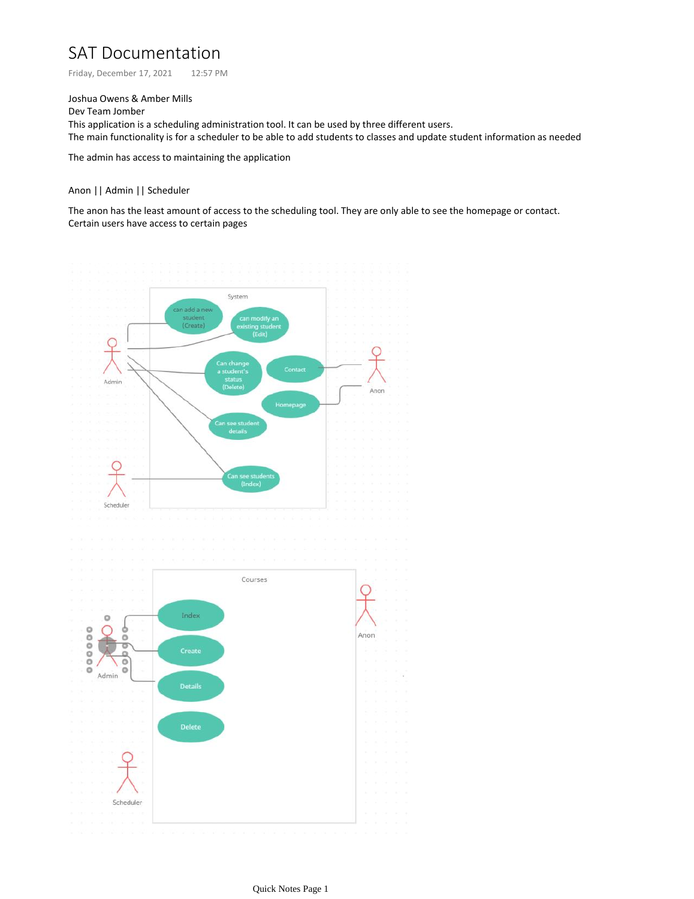# SAT Documentation

Friday, December 17, 2021 12:57 PM

Joshua Owens & Amber Mills

Dev Team Jomber

This application is a scheduling administration tool. It can be used by three different users.

The main functionality is for a scheduler to be able to add students to classes and update student information as needed

The admin has access to maintaining the application

Anon || Admin || Scheduler

The anon has the least amount of access to the scheduling tool. They are only able to see the homepage or contact.

Certain users have access to certain pages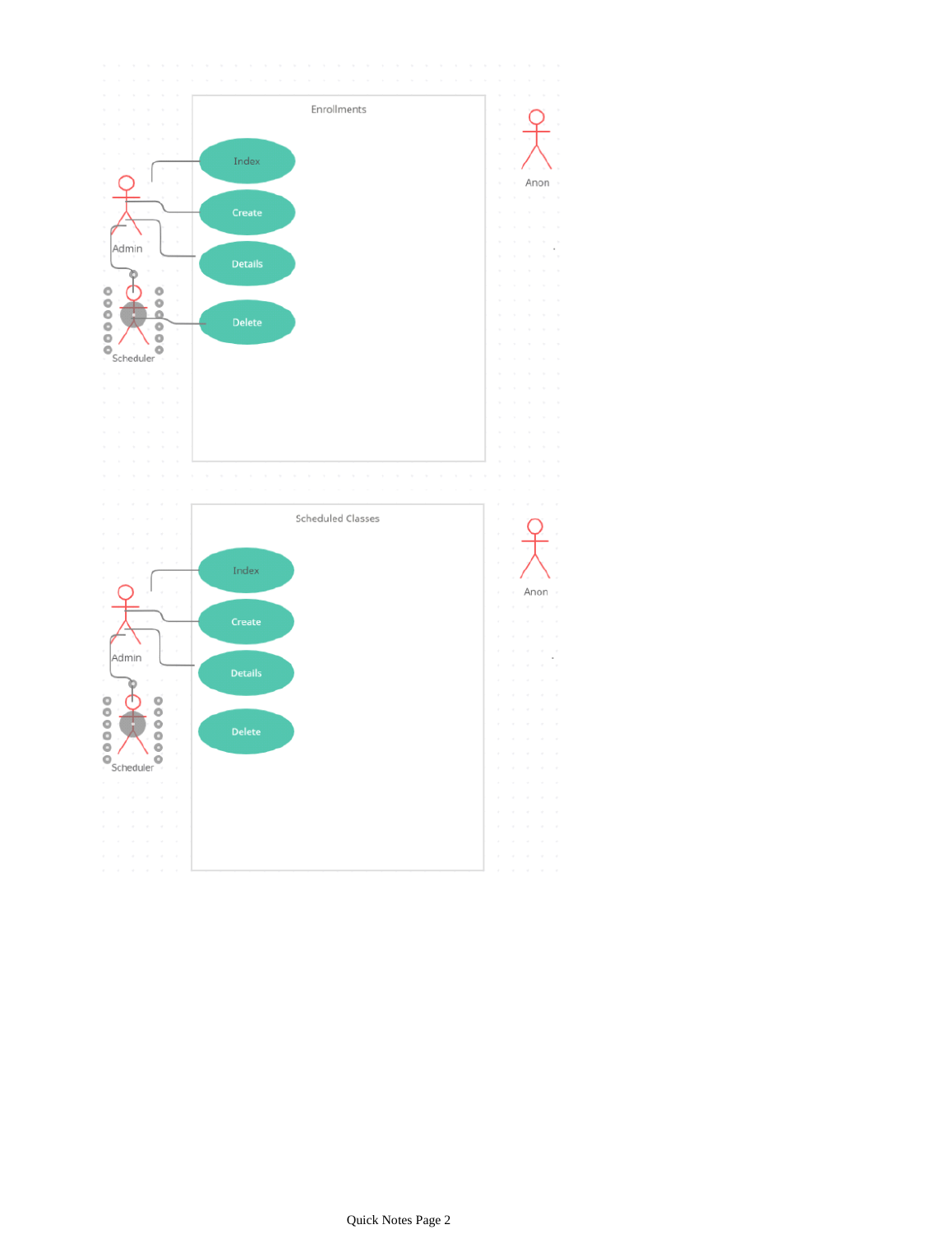Enrollments

Index

Create

Details

Delete

Admin

Scheduler

Anon

Scheduled Classes

Index

Create

Details

Delete

Admin

Scheduler

Anon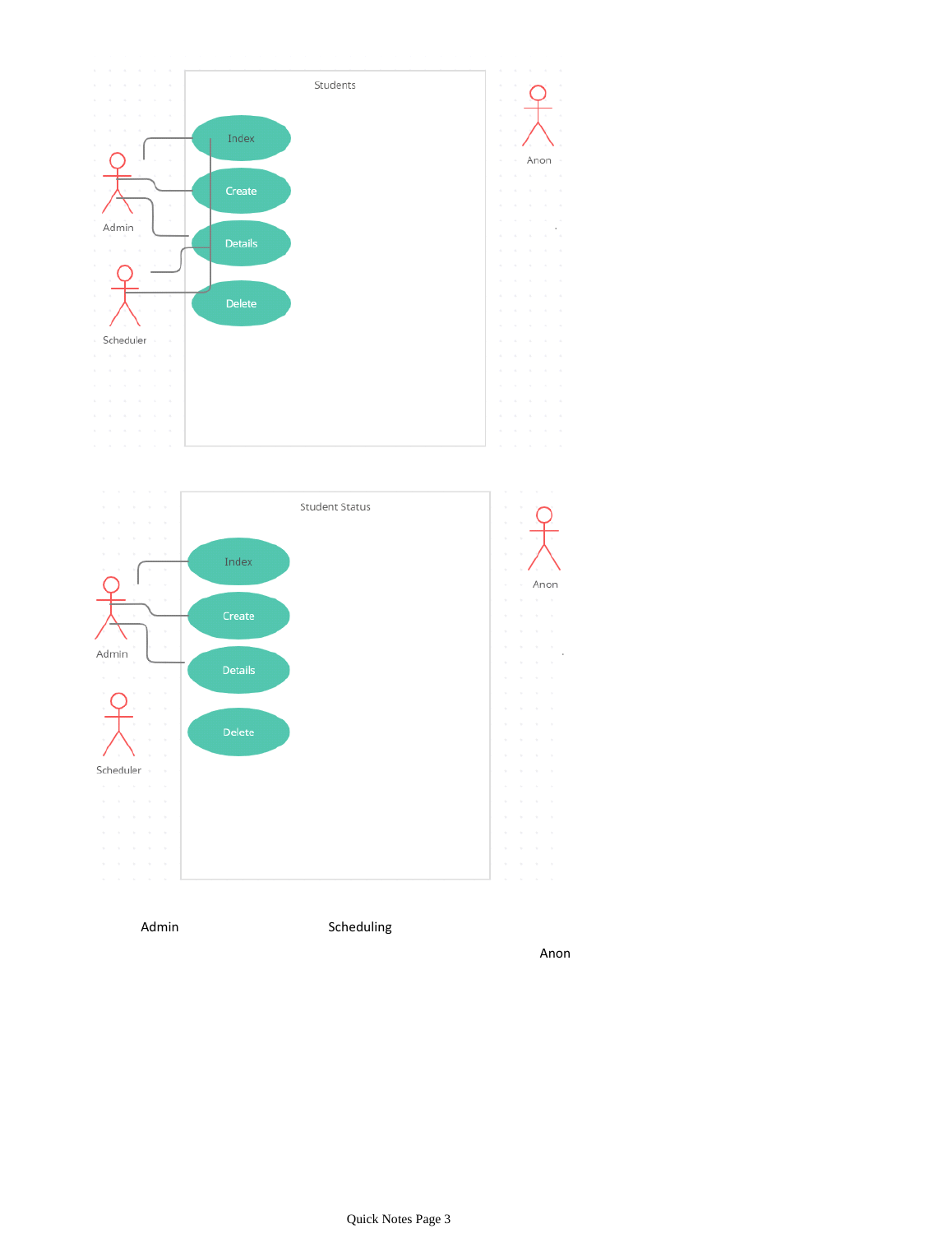Students

Index

Create

Details

Delete

Admin

Scheduler

Anon

Student Status

Index

Create

Details

Delete

Admin

Scheduler

Anon

Admin Scheduling

Anon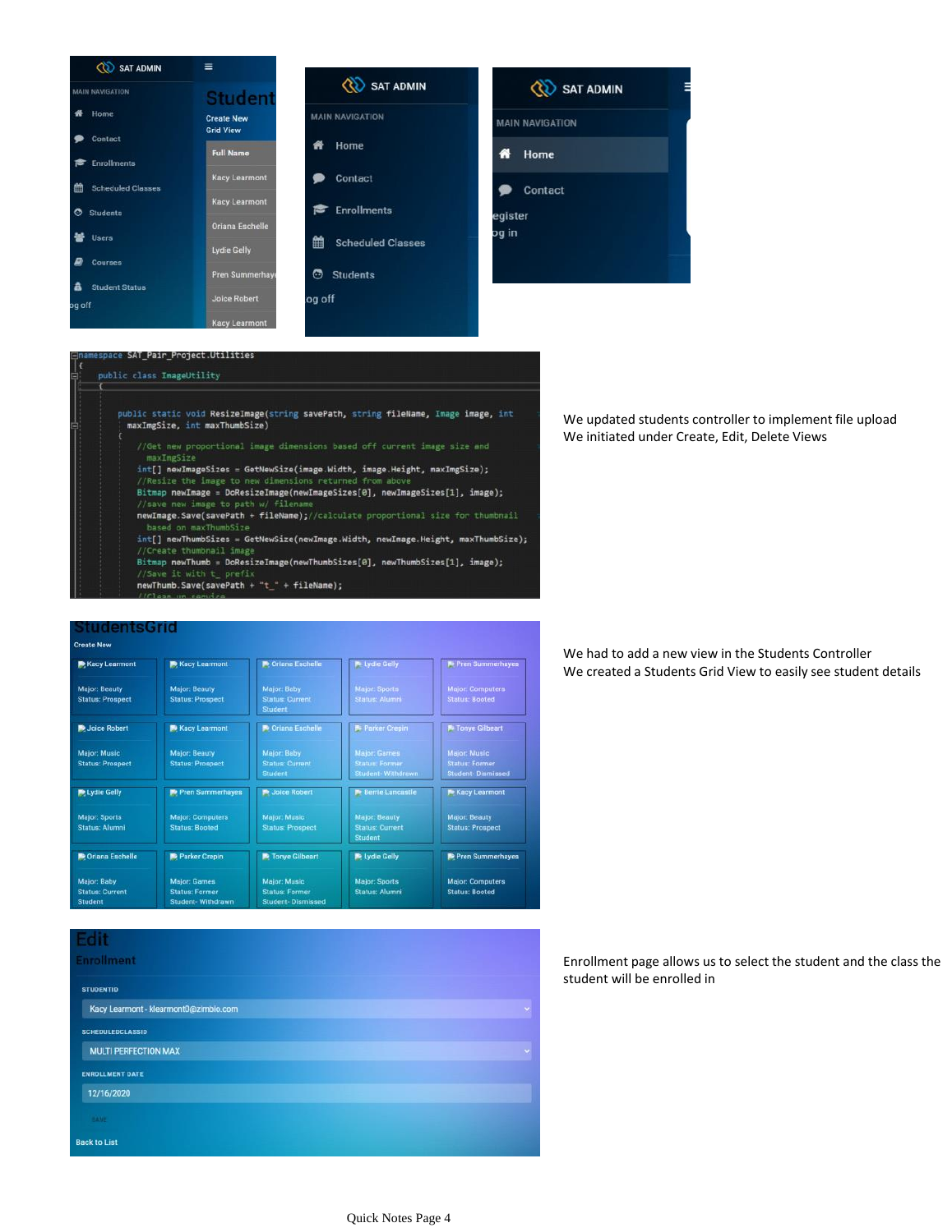```
namespace SAT_Pair_Project.Utilities
{
    public class ImageUtility
    {

        public static void ResizeImage(string savePath, string fileName, Image image, int
            maxImgSize, int maxThumbSize)
        {
            //Get new proportional image dimensions based off current image size and
              maxImgSize
            int[] newImageSizes = GetNewSize(image.Width, image.Height, maxImgSize);
            //Resize the image to new dimensions returned from above
            Bitmap newImage = DoResizeImage(newImageSizes[0], newImageSizes[1], image);
            //save new image to path w/ filename
            newImage.Save(savePath + fileName);//calculate proportional size for thumbnail
              based on maxThumbSize
            int[] newThumbSizes = GetNewSize(newImage.Width, newImage.Height, maxThumbSize);
            //Create thumbnail image
            Bitmap newThumb = DoResizeImage(newThumbSizes[0], newThumbSizes[1], image);
            //Save it with t_ prefix
            newThumb.Save(savePath + "t_" + fileName);
```

We updated students controller to implement file upload
We initiated under Create, Edit, Delete Views

We had to add a new view in the Students Controller
We created a Students Grid View to easily see student details

Enrollment page allows us to select the student and the class the student will be enrolled in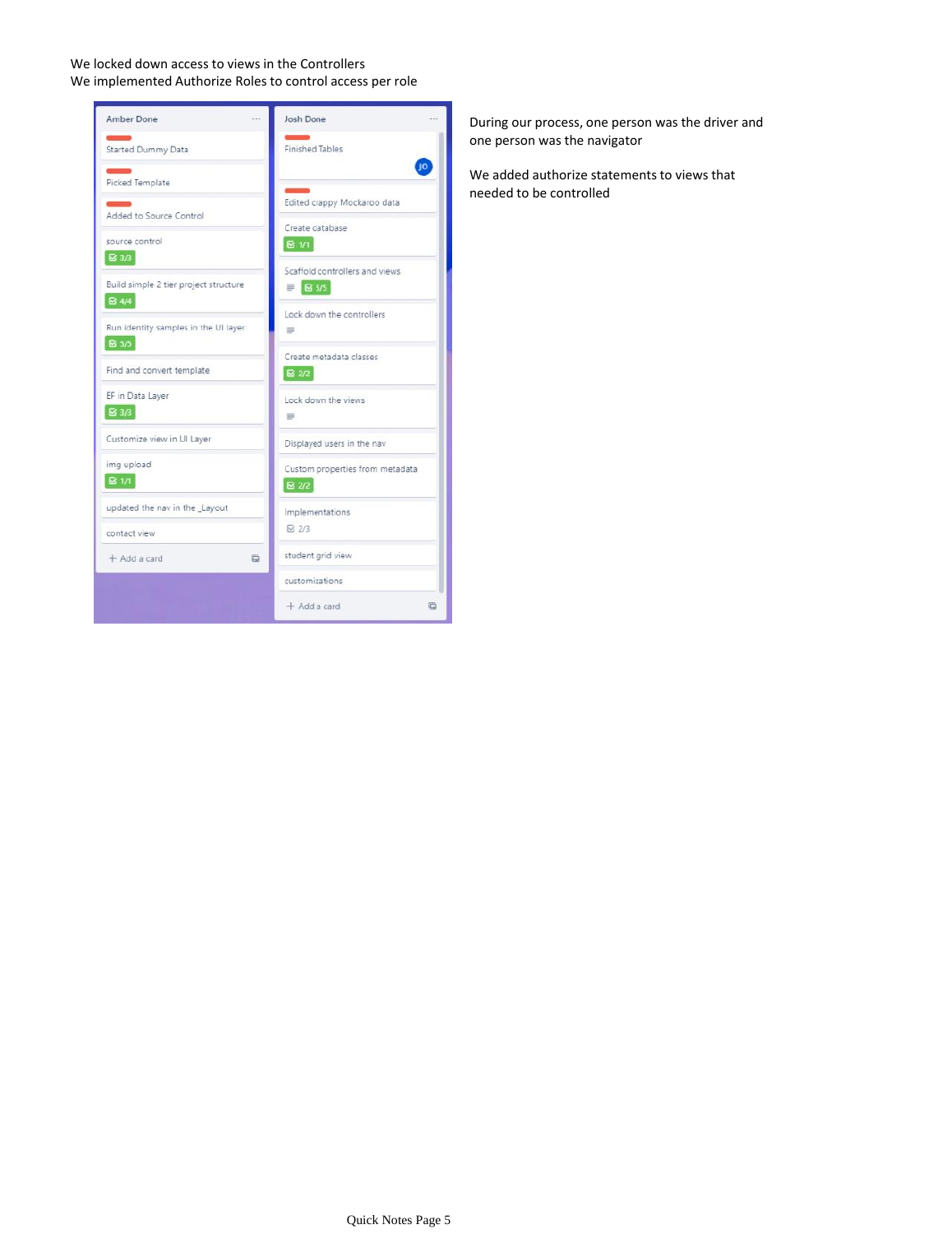We locked down access to views in the Controllers
We implemented Authorize Roles to control access per role

Amber Done

- Started Dummy Data
- Picked Template
- Added to Source Control
- source control 3/3
- Build simple 2 tier project structure 4/4
- Run identity samples in the UI layer 5/5
- Find and convert template
- EF in Data Layer 3/3
- Customize view in UI Layer
- img upload 1/1
- updated the nav in the _Layout
- contact view

Josh Done

- Finished Tables
- Edited crappy Mockaroo data
- Create database 1/1
- Scaffold controllers and views 5/5
- Lock down the controllers
- Create metadata classes 2/2
- Lock down the views
- Displayed users in the nav
- Custom properties from metadata 2/2
- Implementations 2/3
- student grid view
- customizations

During our process, one person was the driver and one person was the navigator

We added authorize statements to views that needed to be controlled